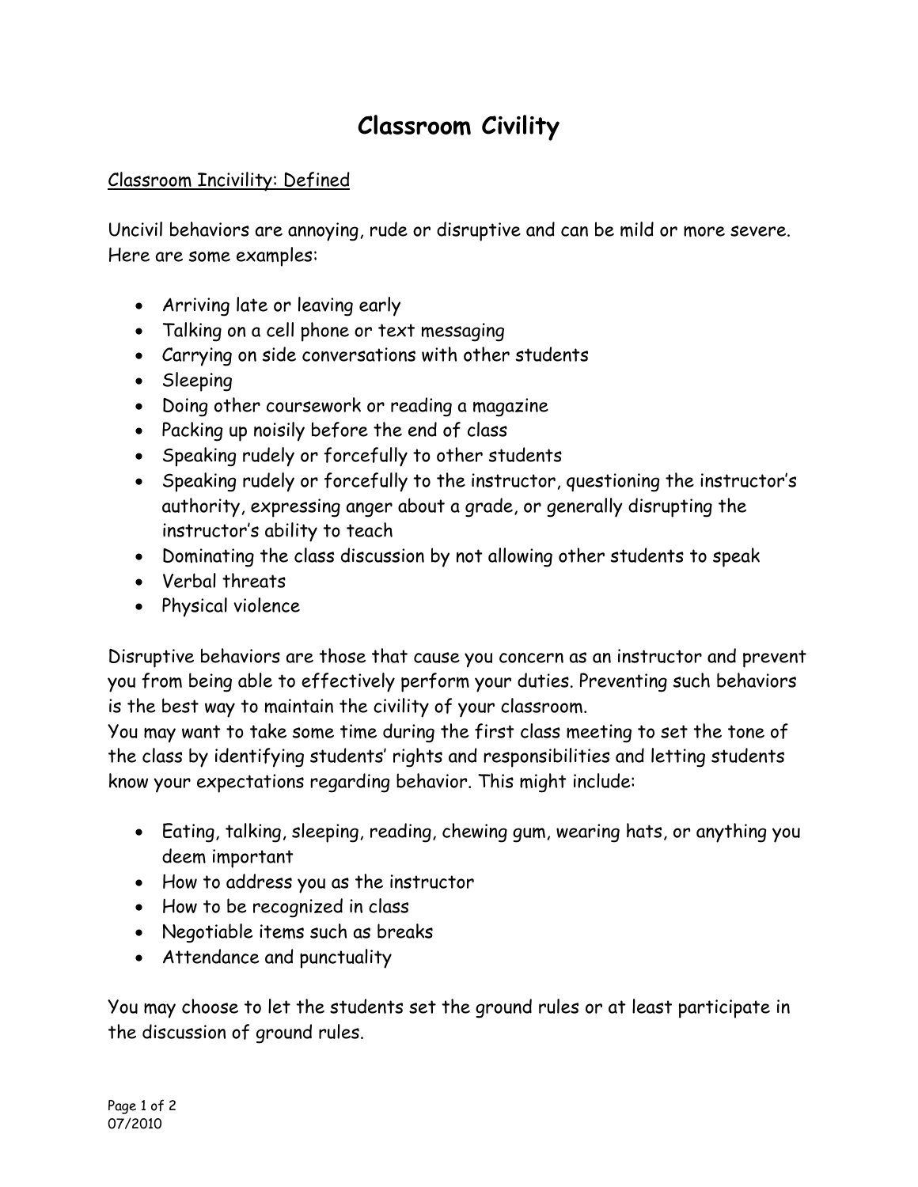# Classroom Civility

Classroom Incivility: Defined

Uncivil behaviors are annoying, rude or disruptive and can be mild or more severe. Here are some examples:

- Arriving late or leaving early
- Talking on a cell phone or text messaging
- Carrying on side conversations with other students
- Sleeping
- Doing other coursework or reading a magazine
- Packing up noisily before the end of class
- Speaking rudely or forcefully to other students
- Speaking rudely or forcefully to the instructor, questioning the instructor's authority, expressing anger about a grade, or generally disrupting the instructor's ability to teach
- Dominating the class discussion by not allowing other students to speak
- Verbal threats
- Physical violence

Disruptive behaviors are those that cause you concern as an instructor and prevent you from being able to effectively perform your duties. Preventing such behaviors is the best way to maintain the civility of your classroom.

You may want to take some time during the first class meeting to set the tone of the class by identifying students' rights and responsibilities and letting students know your expectations regarding behavior. This might include:

- Eating, talking, sleeping, reading, chewing gum, wearing hats, or anything you deem important
- How to address you as the instructor
- How to be recognized in class
- Negotiable items such as breaks
- Attendance and punctuality

You may choose to let the students set the ground rules or at least participate in the discussion of ground rules.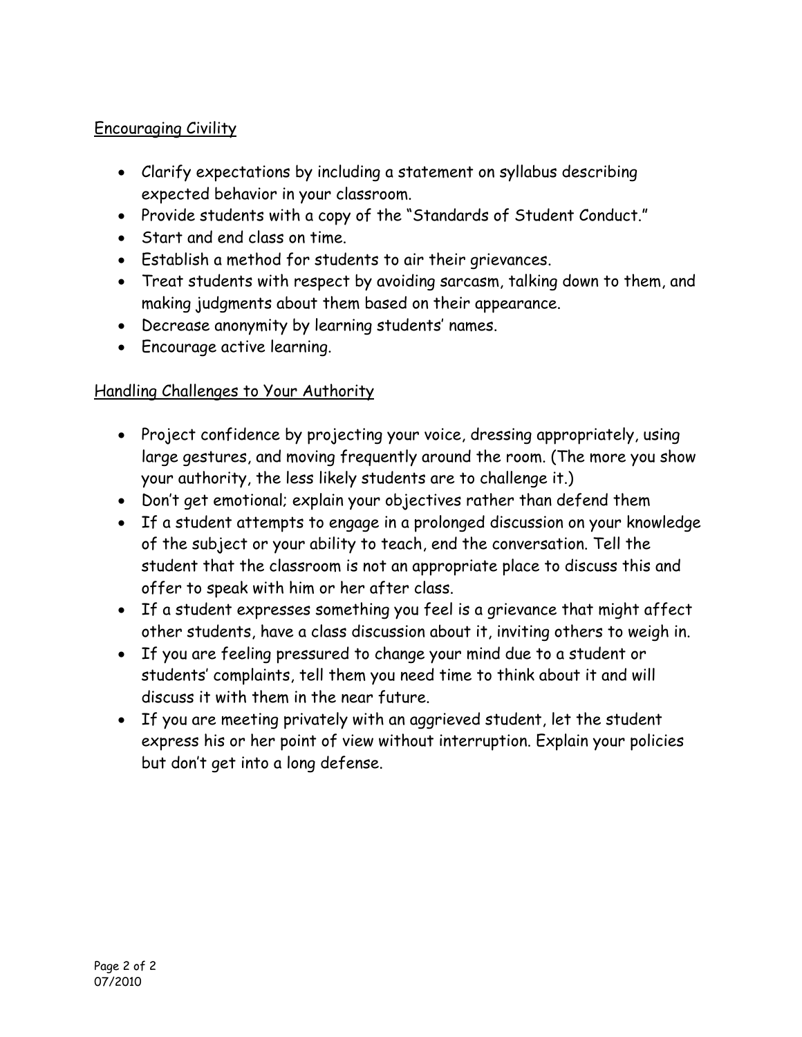## Encouraging Civility

- Clarify expectations by including a statement on syllabus describing expected behavior in your classroom.
- Provide students with a copy of the "Standards of Student Conduct."
- Start and end class on time.
- Establish a method for students to air their grievances.
- Treat students with respect by avoiding sarcasm, talking down to them, and making judgments about them based on their appearance.
- Decrease anonymity by learning students' names.
- Encourage active learning.

## Handling Challenges to Your Authority

- Project confidence by projecting your voice, dressing appropriately, using large gestures, and moving frequently around the room. (The more you show your authority, the less likely students are to challenge it.)
- Don't get emotional; explain your objectives rather than defend them
- If a student attempts to engage in a prolonged discussion on your knowledge of the subject or your ability to teach, end the conversation. Tell the student that the classroom is not an appropriate place to discuss this and offer to speak with him or her after class.
- If a student expresses something you feel is a grievance that might affect other students, have a class discussion about it, inviting others to weigh in.
- If you are feeling pressured to change your mind due to a student or students' complaints, tell them you need time to think about it and will discuss it with them in the near future.
- If you are meeting privately with an aggrieved student, let the student express his or her point of view without interruption. Explain your policies but don't get into a long defense.

07/2010